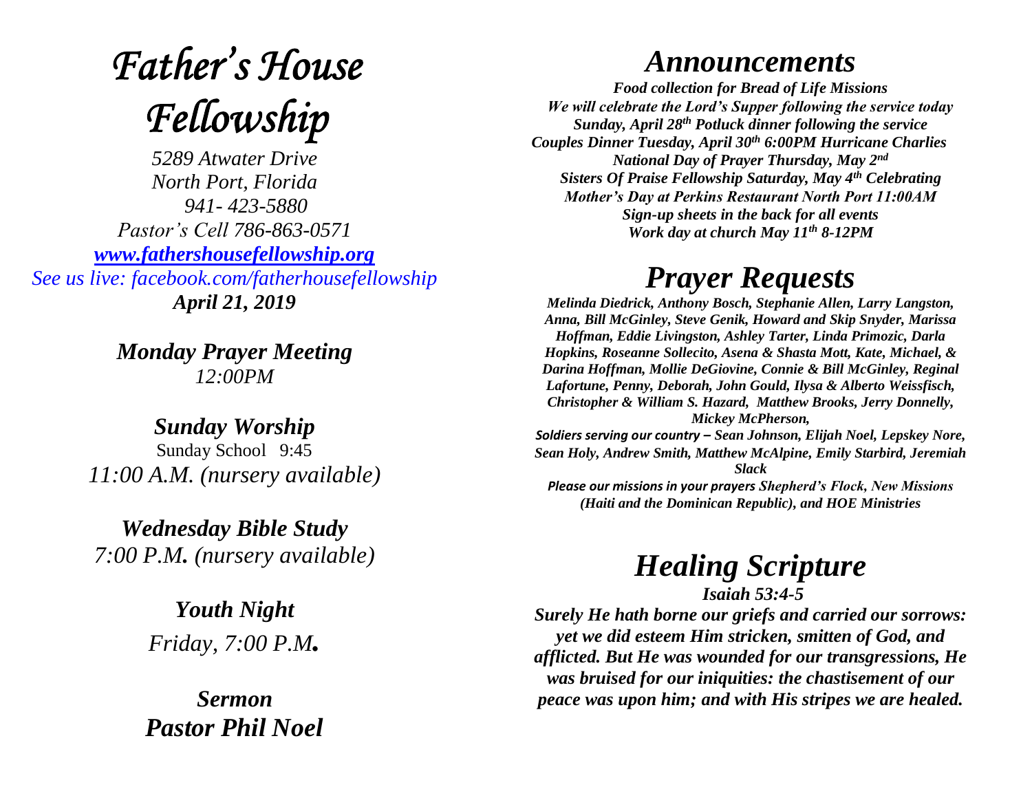# *Father's House Fellowship*

*5289 Atwater Drive*
*North Port, Florida*
*941- 423-5880*
*Pastor's Cell 786-863-0571*
*[www.fathershousefellowship.org](http://www.fathershousefellowship.org)*
*See us live: facebook.com/fatherhousefellowship*
***April 21, 2019***

***Monday Prayer Meeting***
*12:00PM*

***Sunday Worship***
Sunday School 9:45
*11:00 A.M. (nursery available)*

***Wednesday Bible Study***
*7:00 P.M. (nursery available)*

***Youth Night***
*Friday, 7:00 P.M.*

***Sermon***
***Pastor Phil Noel***

## *Announcements*

***Food collection for Bread of Life Missions***
***We will celebrate the Lord's Supper following the service today***
***Sunday, April 28th Potluck dinner following the service***
***Couples Dinner Tuesday, April 30th 6:00PM Hurricane Charlies***
***National Day of Prayer Thursday, May 2nd***
***Sisters Of Praise Fellowship Saturday, May 4th Celebrating Mother's Day at Perkins Restaurant North Port 11:00AM***
***Sign-up sheets in the back for all events***
***Work day at church May 11th 8-12PM***

## *Prayer Requests*

***Melinda Diedrick, Anthony Bosch, Stephanie Allen, Larry Langston, Anna, Bill McGinley, Steve Genik, Howard and Skip Snyder, Marissa Hoffman, Eddie Livingston, Ashley Tarter, Linda Primozic, Darla Hopkins, Roseanne Sollecito, Asena & Shasta Mott, Kate, Michael, & Darina Hoffman, Mollie DeGiovine, Connie & Bill McGinley, Reginal Lafortune, Penny, Deborah, John Gould, Ilysa & Alberto Weissfisch, Christopher & William S. Hazard, Matthew Brooks, Jerry Donnelly, Mickey McPherson,***

***Soldiers serving our country – Sean Johnson, Elijah Noel, Lepskey Nore, Sean Holy, Andrew Smith, Matthew McAlpine, Emily Starbird, Jeremiah Slack***

***Please our missions in your prayers Shepherd's Flock, New Missions (Haiti and the Dominican Republic), and HOE Ministries***

## *Healing Scripture*

***Isaiah 53:4-5***

***Surely He hath borne our griefs and carried our sorrows: yet we did esteem Him stricken, smitten of God, and afflicted. But He was wounded for our transgressions, He was bruised for our iniquities: the chastisement of our peace was upon him; and with His stripes we are healed.***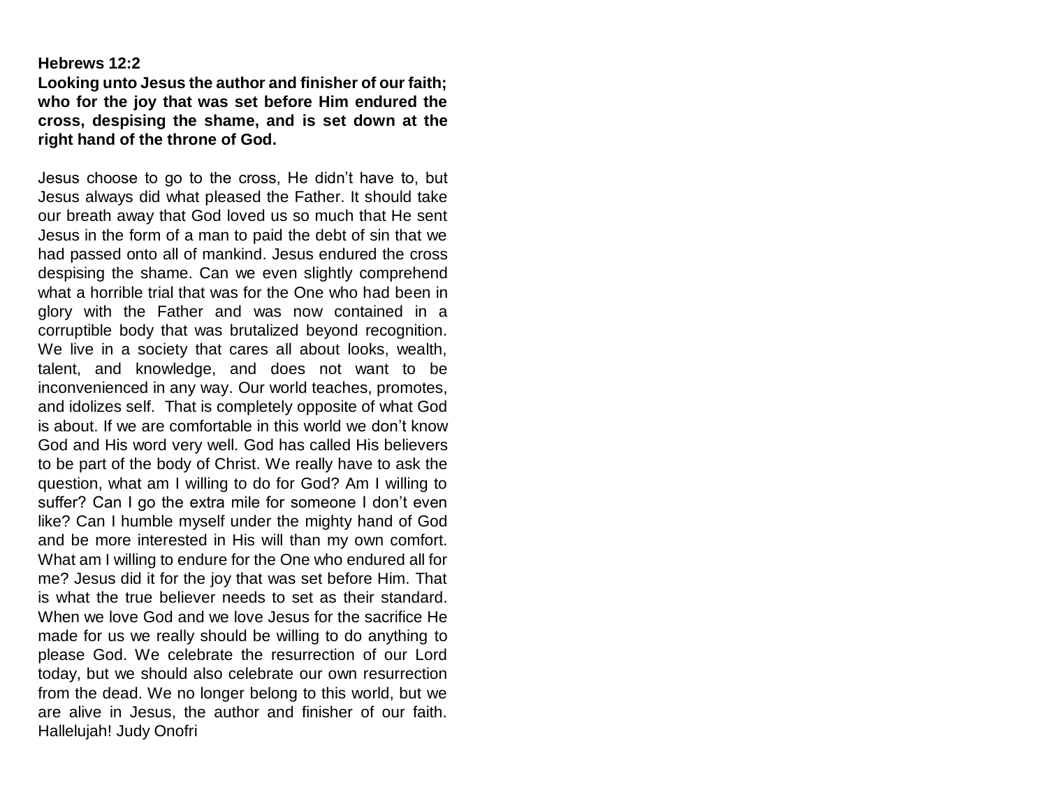**Hebrews 12:2**

**Looking unto Jesus the author and finisher of our faith; who for the joy that was set before Him endured the cross, despising the shame, and is set down at the right hand of the throne of God.**

Jesus choose to go to the cross, He didn't have to, but Jesus always did what pleased the Father. It should take our breath away that God loved us so much that He sent Jesus in the form of a man to paid the debt of sin that we had passed onto all of mankind. Jesus endured the cross despising the shame. Can we even slightly comprehend what a horrible trial that was for the One who had been in glory with the Father and was now contained in a corruptible body that was brutalized beyond recognition. We live in a society that cares all about looks, wealth, talent, and knowledge, and does not want to be inconvenienced in any way. Our world teaches, promotes, and idolizes self. That is completely opposite of what God is about. If we are comfortable in this world we don't know God and His word very well. God has called His believers to be part of the body of Christ. We really have to ask the question, what am I willing to do for God? Am I willing to suffer? Can I go the extra mile for someone I don't even like? Can I humble myself under the mighty hand of God and be more interested in His will than my own comfort. What am I willing to endure for the One who endured all for me? Jesus did it for the joy that was set before Him. That is what the true believer needs to set as their standard. When we love God and we love Jesus for the sacrifice He made for us we really should be willing to do anything to please God. We celebrate the resurrection of our Lord today, but we should also celebrate our own resurrection from the dead. We no longer belong to this world, but we are alive in Jesus, the author and finisher of our faith. Hallelujah! Judy Onofri